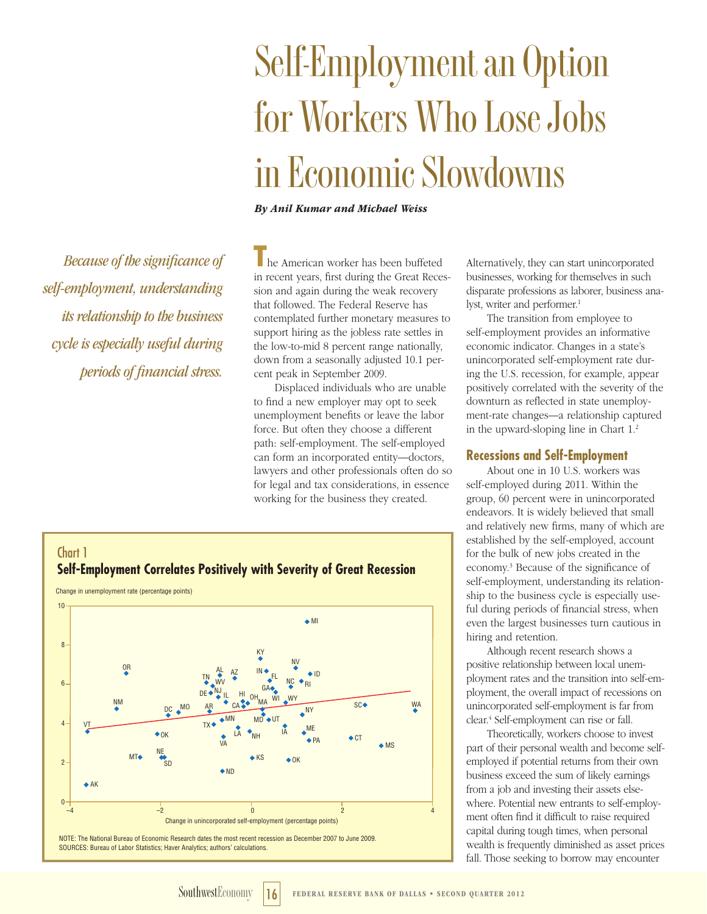# Self-Employment an Option for Workers Who Lose Jobs in Economic Slowdowns

***By Anil Kumar and Michael Weiss***

*Because of the significance of self-employment, understanding its relationship to the business cycle is especially useful during periods of financial stress.*

The American worker has been buffeted in recent years, first during the Great Recession and again during the weak recovery that followed. The Federal Reserve has contemplated further monetary measures to support hiring as the jobless rate settles in the low-to-mid 8 percent range nationally, down from a seasonally adjusted 10.1 percent peak in September 2009.

Displaced individuals who are unable to find a new employer may opt to seek unemployment benefits or leave the labor force. But often they choose a different path: self-employment. The self-employed can form an incorporated entity—doctors, lawyers and other professionals often do so for legal and tax considerations, in essence working for the business they created. Alternatively, they can start unincorporated businesses, working for themselves in such disparate professions as laborer, business analyst, writer and performer.[1]

The transition from employee to self-employment provides an informative economic indicator. Changes in a state's unincorporated self-employment rate during the U.S. recession, for example, appear positively correlated with the severity of the downturn as reflected in state unemployment-rate changes—a relationship captured in the upward-sloping line in Chart 1.[2]

**Chart 1**
**Self-Employment Correlates Positively with Severity of Great Recession**

NOTE: The National Bureau of Economic Research dates the most recent recession as December 2007 to June 2009.
SOURCES: Bureau of Labor Statistics; Haver Analytics; authors' calculations.

## Recessions and Self-Employment

About one in 10 U.S. workers was self-employed during 2011. Within the group, 60 percent were in unincorporated endeavors. It is widely believed that small and relatively new firms, many of which are established by the self-employed, account for the bulk of new jobs created in the economy.[3] Because of the significance of self-employment, understanding its relationship to the business cycle is especially useful during periods of financial stress, when even the largest businesses turn cautious in hiring and retention.

Although recent research shows a positive relationship between local unemployment rates and the transition into self-employment, the overall impact of recessions on unincorporated self-employment is far from clear.[4] Self-employment can rise or fall.

Theoretically, workers choose to invest part of their personal wealth and become self-employed if potential returns from their own business exceed the sum of likely earnings from a job and investing their assets elsewhere. Potential new entrants to self-employment often find it difficult to raise required capital during tough times, when personal wealth is frequently diminished as asset prices fall. Those seeking to borrow may encounter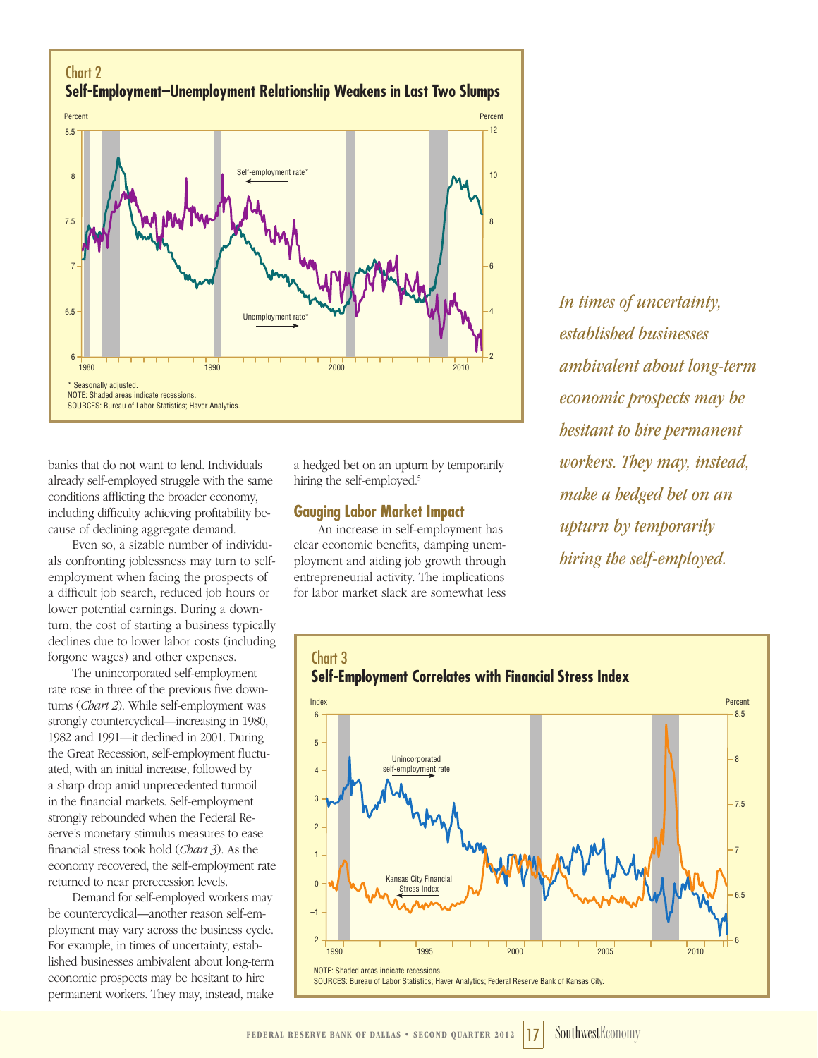**Chart 2**
**Self-Employment–Unemployment Relationship Weakens in Last Two Slumps**

\* Seasonally adjusted.
NOTE: Shaded areas indicate recessions.
SOURCES: Bureau of Labor Statistics; Haver Analytics.

banks that do not want to lend. Individuals already self-employed struggle with the same conditions afflicting the broader economy, including difficulty achieving profitability because of declining aggregate demand.

Even so, a sizable number of individuals confronting joblessness may turn to self-employment when facing the prospects of a difficult job search, reduced job hours or lower potential earnings. During a downturn, the cost of starting a business typically declines due to lower labor costs (including forgone wages) and other expenses.

The unincorporated self-employment rate rose in three of the previous five downturns (*Chart 2*). While self-employment was strongly countercyclical—increasing in 1980, 1982 and 1991—it declined in 2001. During the Great Recession, self-employment fluctuated, with an initial increase, followed by a sharp drop amid unprecedented turmoil in the financial markets. Self-employment strongly rebounded when the Federal Reserve's monetary stimulus measures to ease financial stress took hold (*Chart 3*). As the economy recovered, the self-employment rate returned to near prerecession levels.

Demand for self-employed workers may be countercyclical—another reason self-employment may vary across the business cycle. For example, in times of uncertainty, established businesses ambivalent about long-term economic prospects may be hesitant to hire permanent workers. They may, instead, make a hedged bet on an upturn by temporarily hiring the self-employed.[5]

## Gauging Labor Market Impact

An increase in self-employment has clear economic benefits, damping unemployment and aiding job growth through entrepreneurial activity. The implications for labor market slack are somewhat less

*In times of uncertainty, established businesses ambivalent about long-term economic prospects may be hesitant to hire permanent workers. They may, instead, make a hedged bet on an upturn by temporarily hiring the self-employed.*

**Chart 3**
**Self-Employment Correlates with Financial Stress Index**

NOTE: Shaded areas indicate recessions.
SOURCES: Bureau of Labor Statistics; Haver Analytics; Federal Reserve Bank of Kansas City.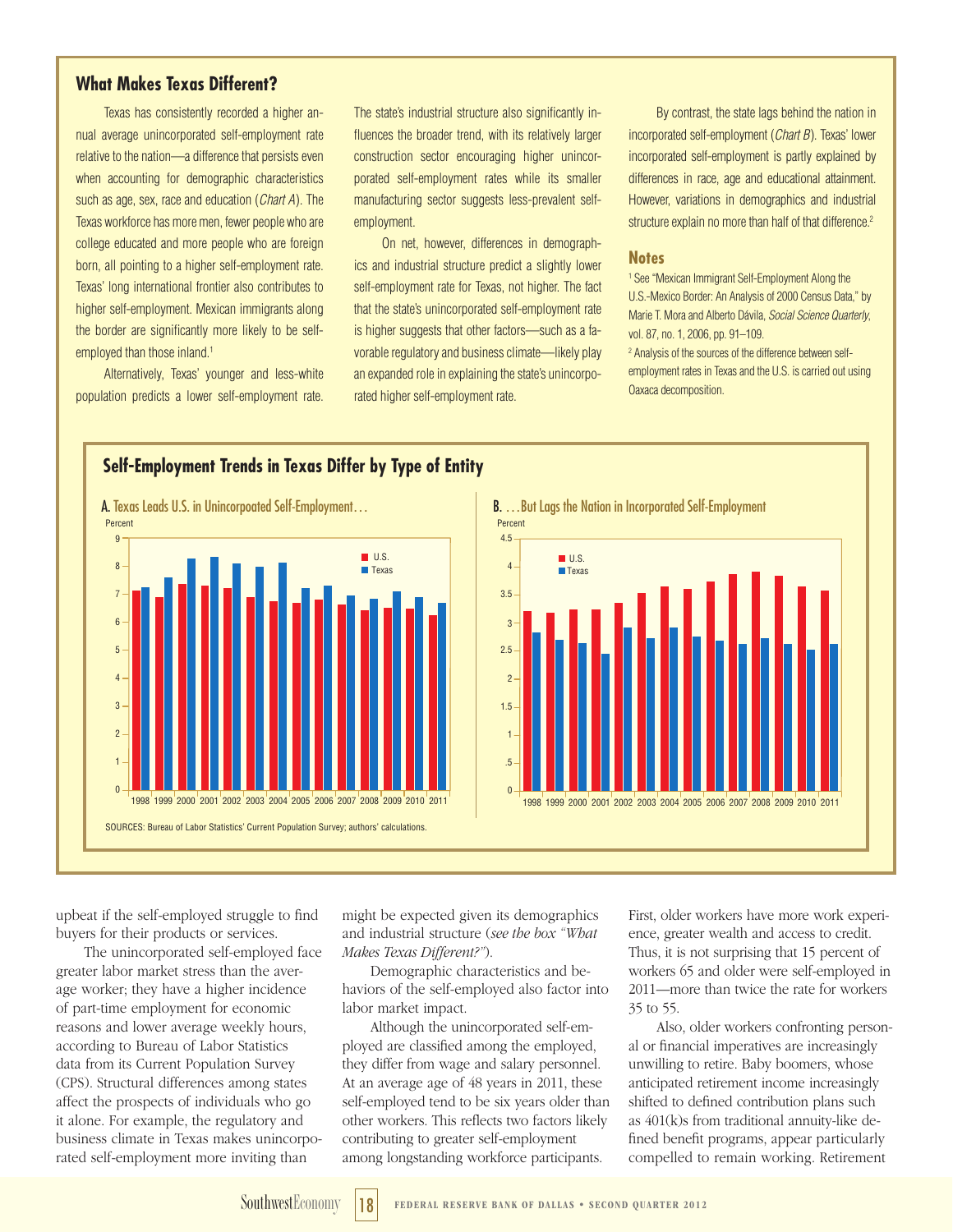## What Makes Texas Different?

Texas has consistently recorded a higher annual average unincorporated self-employment rate relative to the nation—a difference that persists even when accounting for demographic characteristics such as age, sex, race and education (*Chart A*). The Texas workforce has more men, fewer people who are college educated and more people who are foreign born, all pointing to a higher self-employment rate. Texas' long international frontier also contributes to higher self-employment. Mexican immigrants along the border are significantly more likely to be self-employed than those inland.[1]

Alternatively, Texas' younger and less-white population predicts a lower self-employment rate. The state's industrial structure also significantly influences the broader trend, with its relatively larger construction sector encouraging higher unincorporated self-employment rates while its smaller manufacturing sector suggests less-prevalent self-employment.

On net, however, differences in demographics and industrial structure predict a slightly lower self-employment rate for Texas, not higher. The fact that the state's unincorporated self-employment rate is higher suggests that other factors—such as a favorable regulatory and business climate—likely play an expanded role in explaining the state's unincorporated higher self-employment rate.

By contrast, the state lags behind the nation in incorporated self-employment (*Chart B*). Texas' lower incorporated self-employment is partly explained by differences in race, age and educational attainment. However, variations in demographics and industrial structure explain no more than half of that difference.[2]

### Notes

[1] See "Mexican Immigrant Self-Employment Along the U.S.-Mexico Border: An Analysis of 2000 Census Data," by Marie T. Mora and Alberto Dávila, *Social Science Quarterly*, vol. 87, no. 1, 2006, pp. 91–109.

[2] Analysis of the sources of the difference between self-employment rates in Texas and the U.S. is carried out using Oaxaca decomposition.

### Self-Employment Trends in Texas Differ by Type of Entity

**A.** Texas Leads U.S. in Unincorpoated Self-Employment…

**B.** …But Lags the Nation in Incorporated Self-Employment

SOURCES: Bureau of Labor Statistics' Current Population Survey; authors' calculations.

upbeat if the self-employed struggle to find buyers for their products or services.

The unincorporated self-employed face greater labor market stress than the average worker; they have a higher incidence of part-time employment for economic reasons and lower average weekly hours, according to Bureau of Labor Statistics data from its Current Population Survey (CPS). Structural differences among states affect the prospects of individuals who go it alone. For example, the regulatory and business climate in Texas makes unincorporated self-employment more inviting than might be expected given its demographics and industrial structure (*see the box "What Makes Texas Different?"*).

Demographic characteristics and behaviors of the self-employed also factor into labor market impact.

Although the unincorporated self-employed are classified among the employed, they differ from wage and salary personnel. At an average age of 48 years in 2011, these self-employed tend to be six years older than other workers. This reflects two factors likely contributing to greater self-employment among longstanding workforce participants.

First, older workers have more work experience, greater wealth and access to credit. Thus, it is not surprising that 15 percent of workers 65 and older were self-employed in 2011—more than twice the rate for workers 35 to 55.

Also, older workers confronting personal or financial imperatives are increasingly unwilling to retire. Baby boomers, whose anticipated retirement income increasingly shifted to defined contribution plans such as 401(k)s from traditional annuity-like defined benefit programs, appear particularly compelled to remain working. Retirement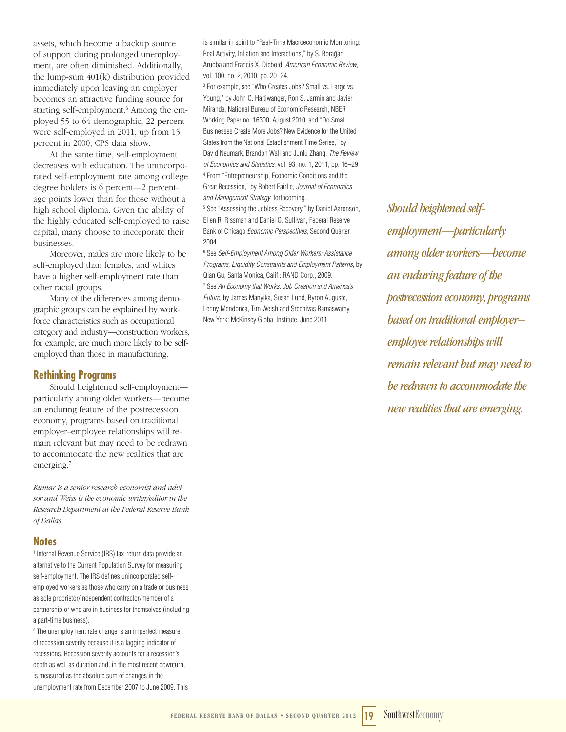assets, which become a backup source of support during prolonged unemployment, are often diminished. Additionally, the lump-sum 401(k) distribution provided immediately upon leaving an employer becomes an attractive funding source for starting self-employment.[6] Among the employed 55-to-64 demographic, 22 percent were self-employed in 2011, up from 15 percent in 2000, CPS data show.

At the same time, self-employment decreases with education. The unincorporated self-employment rate among college degree holders is 6 percent—2 percentage points lower than for those without a high school diploma. Given the ability of the highly educated self-employed to raise capital, many choose to incorporate their businesses.

Moreover, males are more likely to be self-employed than females, and whites have a higher self-employment rate than other racial groups.

Many of the differences among demographic groups can be explained by workforce characteristics such as occupational category and industry—construction workers, for example, are much more likely to be self-employed than those in manufacturing.

## Rethinking Programs

Should heightened self-employment—particularly among older workers—become an enduring feature of the postrecession economy, programs based on traditional employer–employee relationships will remain relevant but may need to be redrawn to accommodate the new realities that are emerging.[7]

*Kumar is a senior research economist and advisor and Weiss is the economic writer/editor in the Research Department at the Federal Reserve Bank of Dallas.*

## Notes

[1] Internal Revenue Service (IRS) tax-return data provide an alternative to the Current Population Survey for measuring self-employment. The IRS defines unincorporated self-employed workers as those who carry on a trade or business as sole proprietor/independent contractor/member of a partnership or who are in business for themselves (including a part-time business).

[2] The unemployment rate change is an imperfect measure of recession severity because it is a lagging indicator of recessions. Recession severity accounts for a recession's depth as well as duration and, in the most recent downturn, is measured as the absolute sum of changes in the unemployment rate from December 2007 to June 2009. This is similar in spirit to "Real-Time Macroeconomic Monitoring: Real Activity, Inflation and Interactions," by S. Borağan Aruoba and Francis X. Diebold, *American Economic Review*, vol. 100, no. 2, 2010, pp. 20–24.

[3] For example, see "Who Creates Jobs? Small vs. Large vs. Young," by John C. Haltiwanger, Ron S. Jarmin and Javier Miranda, National Bureau of Economic Research, NBER Working Paper no. 16300, August 2010, and "Do Small Businesses Create More Jobs? New Evidence for the United States from the National Establishment Time Series," by David Neumark, Brandon Wall and Junfu Zhang, *The Review of Economics and Statistics*, vol. 93, no. 1, 2011, pp. 16–29.

[4] From "Entrepreneurship, Economic Conditions and the Great Recession," by Robert Fairlie, *Journal of Economics and Management Strategy*, forthcoming.

[5] See "Assessing the Jobless Recovery," by Daniel Aaronson, Ellen R. Rissman and Daniel G. Sullivan, Federal Reserve Bank of Chicago *Economic Perspectives*, Second Quarter 2004.

[6] See *Self-Employment Among Older Workers: Assistance Programs, Liquidity Constraints and Employment Patterns*, by Qian Gu, Santa Monica, Calif.: RAND Corp., 2009.

[7] See *An Economy that Works: Job Creation and America's Future*, by James Manyika, Susan Lund, Byron Auguste, Lenny Mendonca, Tim Welsh and Sreenivas Ramaswamy, New York: McKinsey Global Institute, June 2011.

*Should heightened self-employment—particularly among older workers—become an enduring feature of the postrecession economy, programs based on traditional employer–employee relationships will remain relevant but may need to be redrawn to accommodate the new realities that are emerging.*